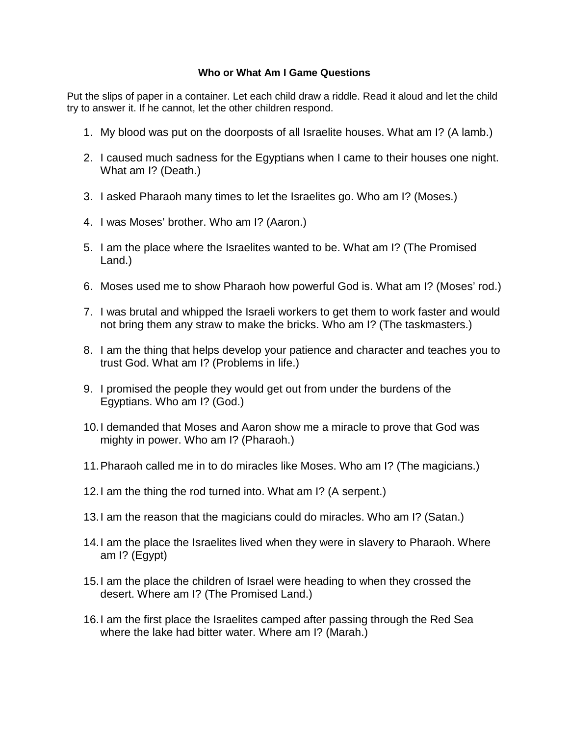**Who or What Am I Game Questions**

Put the slips of paper in a container. Let each child draw a riddle. Read it aloud and let the child try to answer it. If he cannot, let the other children respond.

1. My blood was put on the doorposts of all Israelite houses. What am I? (A lamb.)
2. I caused much sadness for the Egyptians when I came to their houses one night. What am I? (Death.)
3. I asked Pharaoh many times to let the Israelites go. Who am I? (Moses.)
4. I was Moses' brother. Who am I? (Aaron.)
5. I am the place where the Israelites wanted to be. What am I? (The Promised Land.)
6. Moses used me to show Pharaoh how powerful God is. What am I? (Moses' rod.)
7. I was brutal and whipped the Israeli workers to get them to work faster and would not bring them any straw to make the bricks. Who am I? (The taskmasters.)
8. I am the thing that helps develop your patience and character and teaches you to trust God. What am I? (Problems in life.)
9. I promised the people they would get out from under the burdens of the Egyptians. Who am I? (God.)
10. I demanded that Moses and Aaron show me a miracle to prove that God was mighty in power. Who am I? (Pharaoh.)
11. Pharaoh called me in to do miracles like Moses. Who am I? (The magicians.)
12. I am the thing the rod turned into. What am I? (A serpent.)
13. I am the reason that the magicians could do miracles. Who am I? (Satan.)
14. I am the place the Israelites lived when they were in slavery to Pharaoh. Where am I? (Egypt)
15. I am the place the children of Israel were heading to when they crossed the desert. Where am I? (The Promised Land.)
16. I am the first place the Israelites camped after passing through the Red Sea where the lake had bitter water. Where am I? (Marah.)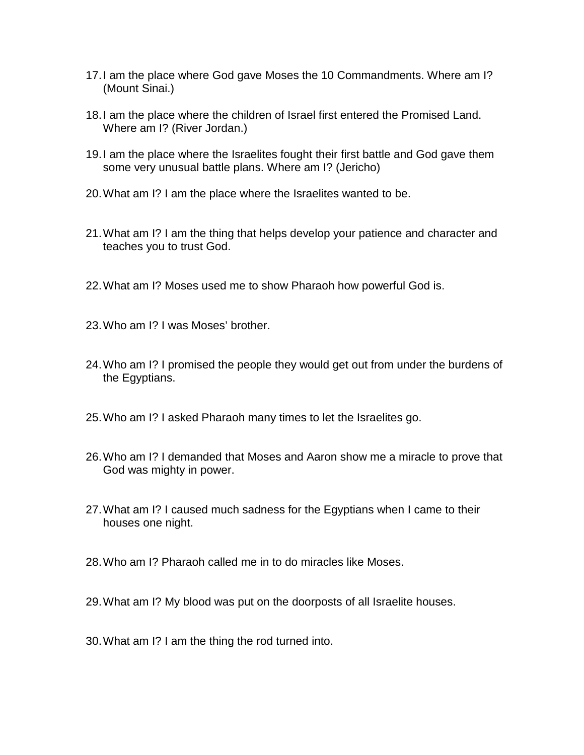17. I am the place where God gave Moses the 10 Commandments. Where am I? (Mount Sinai.)

18. I am the place where the children of Israel first entered the Promised Land. Where am I? (River Jordan.)

19. I am the place where the Israelites fought their first battle and God gave them some very unusual battle plans. Where am I? (Jericho)

20. What am I? I am the place where the Israelites wanted to be.

21. What am I? I am the thing that helps develop your patience and character and teaches you to trust God.

22. What am I? Moses used me to show Pharaoh how powerful God is.

23. Who am I? I was Moses' brother.

24. Who am I? I promised the people they would get out from under the burdens of the Egyptians.

25. Who am I? I asked Pharaoh many times to let the Israelites go.

26. Who am I? I demanded that Moses and Aaron show me a miracle to prove that God was mighty in power.

27. What am I? I caused much sadness for the Egyptians when I came to their houses one night.

28. Who am I? Pharaoh called me in to do miracles like Moses.

29. What am I? My blood was put on the doorposts of all Israelite houses.

30. What am I? I am the thing the rod turned into.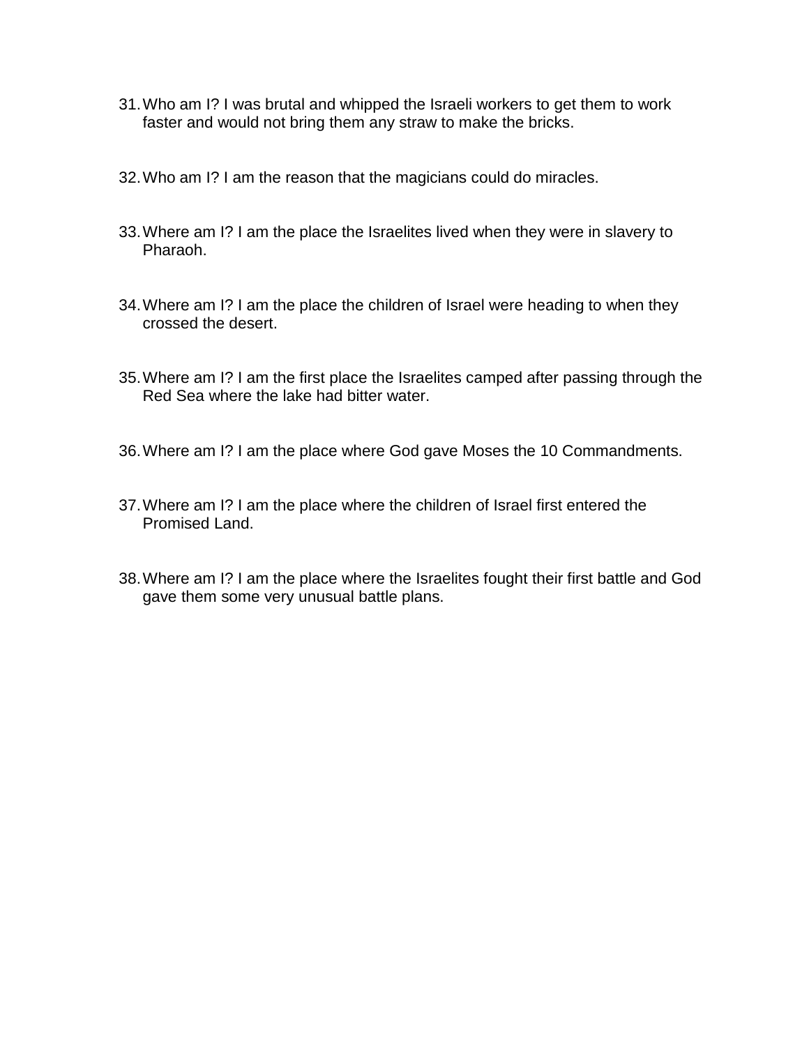31. Who am I? I was brutal and whipped the Israeli workers to get them to work faster and would not bring them any straw to make the bricks.

32. Who am I? I am the reason that the magicians could do miracles.

33. Where am I? I am the place the Israelites lived when they were in slavery to Pharaoh.

34. Where am I? I am the place the children of Israel were heading to when they crossed the desert.

35. Where am I? I am the first place the Israelites camped after passing through the Red Sea where the lake had bitter water.

36. Where am I? I am the place where God gave Moses the 10 Commandments.

37. Where am I? I am the place where the children of Israel first entered the Promised Land.

38. Where am I? I am the place where the Israelites fought their first battle and God gave them some very unusual battle plans.